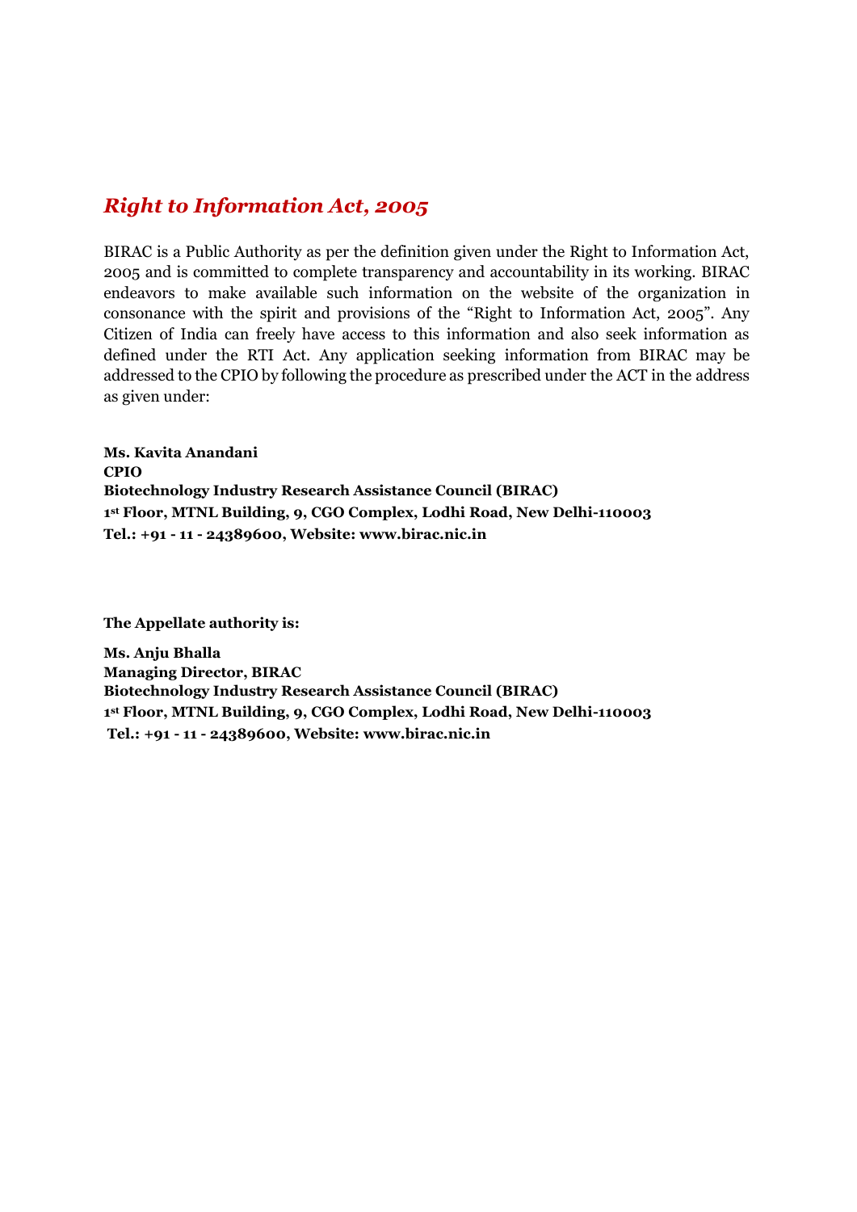## *Right to Information Act, 2005*

BIRAC is a Public Authority as per the definition given under the Right to Information Act, 2005 and is committed to complete transparency and accountability in its working. BIRAC endeavors to make available such information on the website of the organization in consonance with the spirit and provisions of the "Right to Information Act, 2005". Any Citizen of India can freely have access to this information and also seek information as defined under the RTI Act. Any application seeking information from BIRAC may be addressed to the CPIO by following the procedure as prescribed under the ACT in the address as given under:

**Ms. Kavita Anandani**
**CPIO**
**Biotechnology Industry Research Assistance Council (BIRAC)**
**1st Floor, MTNL Building, 9, CGO Complex, Lodhi Road, New Delhi-110003**
**Tel.: +91 - 11 - 24389600, Website: www.birac.nic.in**

**The Appellate authority is:**

**Ms. Anju Bhalla**
**Managing Director, BIRAC**
**Biotechnology Industry Research Assistance Council (BIRAC)**
**1st Floor, MTNL Building, 9, CGO Complex, Lodhi Road, New Delhi-110003**
**Tel.: +91 - 11 - 24389600, Website: www.birac.nic.in**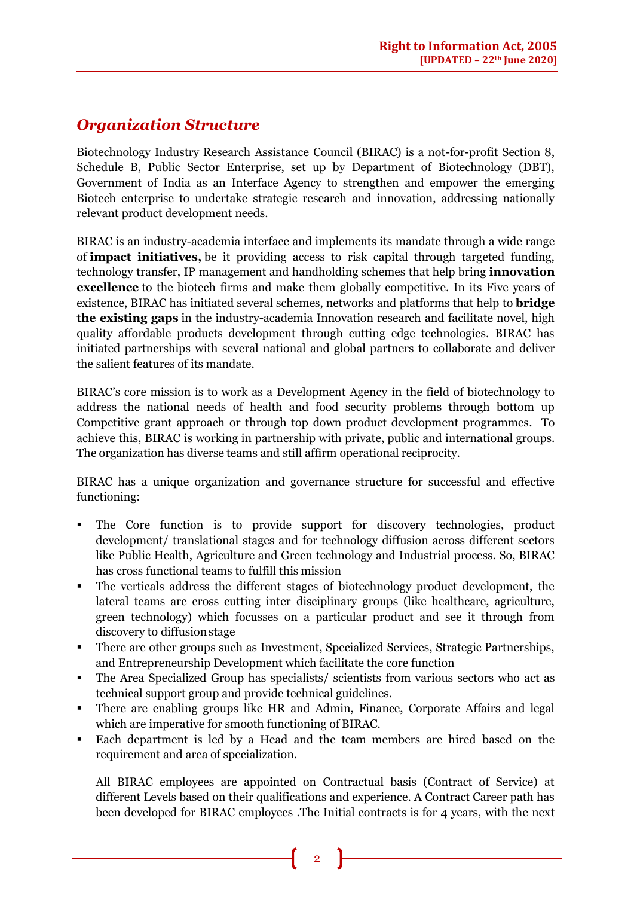## *Organization Structure*

Biotechnology Industry Research Assistance Council (BIRAC) is a not-for-profit Section 8, Schedule B, Public Sector Enterprise, set up by Department of Biotechnology (DBT), Government of India as an Interface Agency to strengthen and empower the emerging Biotech enterprise to undertake strategic research and innovation, addressing nationally relevant product development needs.

BIRAC is an industry-academia interface and implements its mandate through a wide range of **impact initiatives,** be it providing access to risk capital through targeted funding, technology transfer, IP management and handholding schemes that help bring **innovation excellence** to the biotech firms and make them globally competitive. In its Five years of existence, BIRAC has initiated several schemes, networks and platforms that help to **bridge the existing gaps** in the industry-academia Innovation research and facilitate novel, high quality affordable products development through cutting edge technologies. BIRAC has initiated partnerships with several national and global partners to collaborate and deliver the salient features of its mandate.

BIRAC's core mission is to work as a Development Agency in the field of biotechnology to address the national needs of health and food security problems through bottom up Competitive grant approach or through top down product development programmes. To achieve this, BIRAC is working in partnership with private, public and international groups. The organization has diverse teams and still affirm operational reciprocity.

BIRAC has a unique organization and governance structure for successful and effective functioning:

- The Core function is to provide support for discovery technologies, product development/ translational stages and for technology diffusion across different sectors like Public Health, Agriculture and Green technology and Industrial process. So, BIRAC has cross functional teams to fulfill this mission
- The verticals address the different stages of biotechnology product development, the lateral teams are cross cutting inter disciplinary groups (like healthcare, agriculture, green technology) which focusses on a particular product and see it through from discovery to diffusion stage
- There are other groups such as Investment, Specialized Services, Strategic Partnerships, and Entrepreneurship Development which facilitate the core function
- The Area Specialized Group has specialists/ scientists from various sectors who act as technical support group and provide technical guidelines.
- There are enabling groups like HR and Admin, Finance, Corporate Affairs and legal which are imperative for smooth functioning of BIRAC.
- Each department is led by a Head and the team members are hired based on the requirement and area of specialization.

All BIRAC employees are appointed on Contractual basis (Contract of Service) at different Levels based on their qualifications and experience. A Contract Career path has been developed for BIRAC employees .The Initial contracts is for 4 years, with the next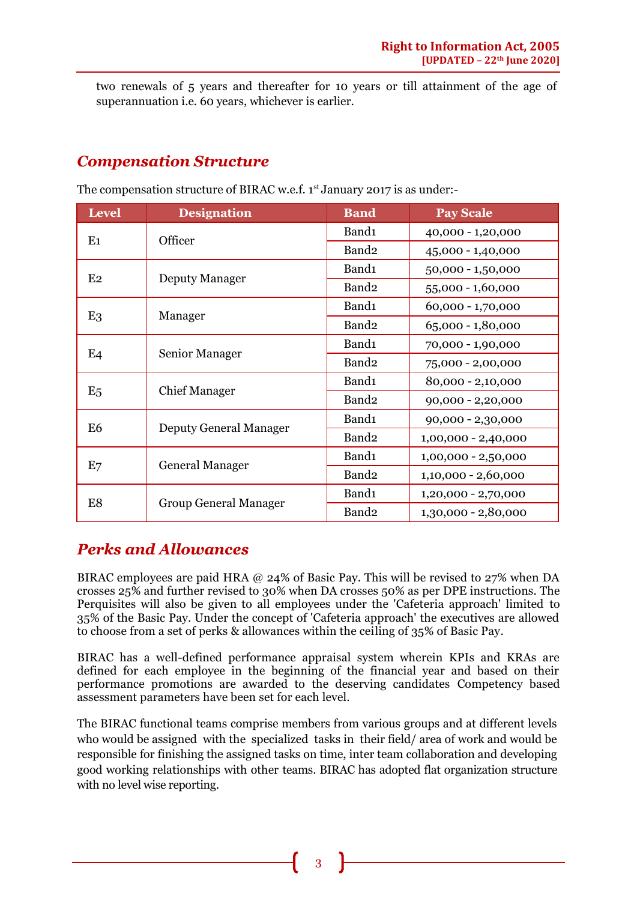two renewals of 5 years and thereafter for 10 years or till attainment of the age of superannuation i.e. 60 years, whichever is earlier.

## *Compensation Structure*

The compensation structure of BIRAC w.e.f. 1st January 2017 is as under:-

| Level | Designation | Band | Pay Scale |
|---|---|---|---|
| E1 | Officer | Band1 | 40,000 - 1,20,000 |
| | | Band2 | 45,000 - 1,40,000 |
| E2 | Deputy Manager | Band1 | 50,000 - 1,50,000 |
| | | Band2 | 55,000 - 1,60,000 |
| E3 | Manager | Band1 | 60,000 - 1,70,000 |
| | | Band2 | 65,000 - 1,80,000 |
| E4 | Senior Manager | Band1 | 70,000 - 1,90,000 |
| | | Band2 | 75,000 - 2,00,000 |
| E5 | Chief Manager | Band1 | 80,000 - 2,10,000 |
| | | Band2 | 90,000 - 2,20,000 |
| E6 | Deputy General Manager | Band1 | 90,000 - 2,30,000 |
| | | Band2 | 1,00,000 - 2,40,000 |
| E7 | General Manager | Band1 | 1,00,000 - 2,50,000 |
| | | Band2 | 1,10,000 - 2,60,000 |
| E8 | Group General Manager | Band1 | 1,20,000 - 2,70,000 |
| | | Band2 | 1,30,000 - 2,80,000 |

## *Perks and Allowances*

BIRAC employees are paid HRA @ 24% of Basic Pay. This will be revised to 27% when DA crosses 25% and further revised to 30% when DA crosses 50% as per DPE instructions. The Perquisites will also be given to all employees under the 'Cafeteria approach' limited to 35% of the Basic Pay. Under the concept of 'Cafeteria approach' the executives are allowed to choose from a set of perks & allowances within the ceiling of 35% of Basic Pay.

BIRAC has a well-defined performance appraisal system wherein KPIs and KRAs are defined for each employee in the beginning of the financial year and based on their performance promotions are awarded to the deserving candidates Competency based assessment parameters have been set for each level.

The BIRAC functional teams comprise members from various groups and at different levels who would be assigned with the specialized tasks in their field/ area of work and would be responsible for finishing the assigned tasks on time, inter team collaboration and developing good working relationships with other teams. BIRAC has adopted flat organization structure with no level wise reporting.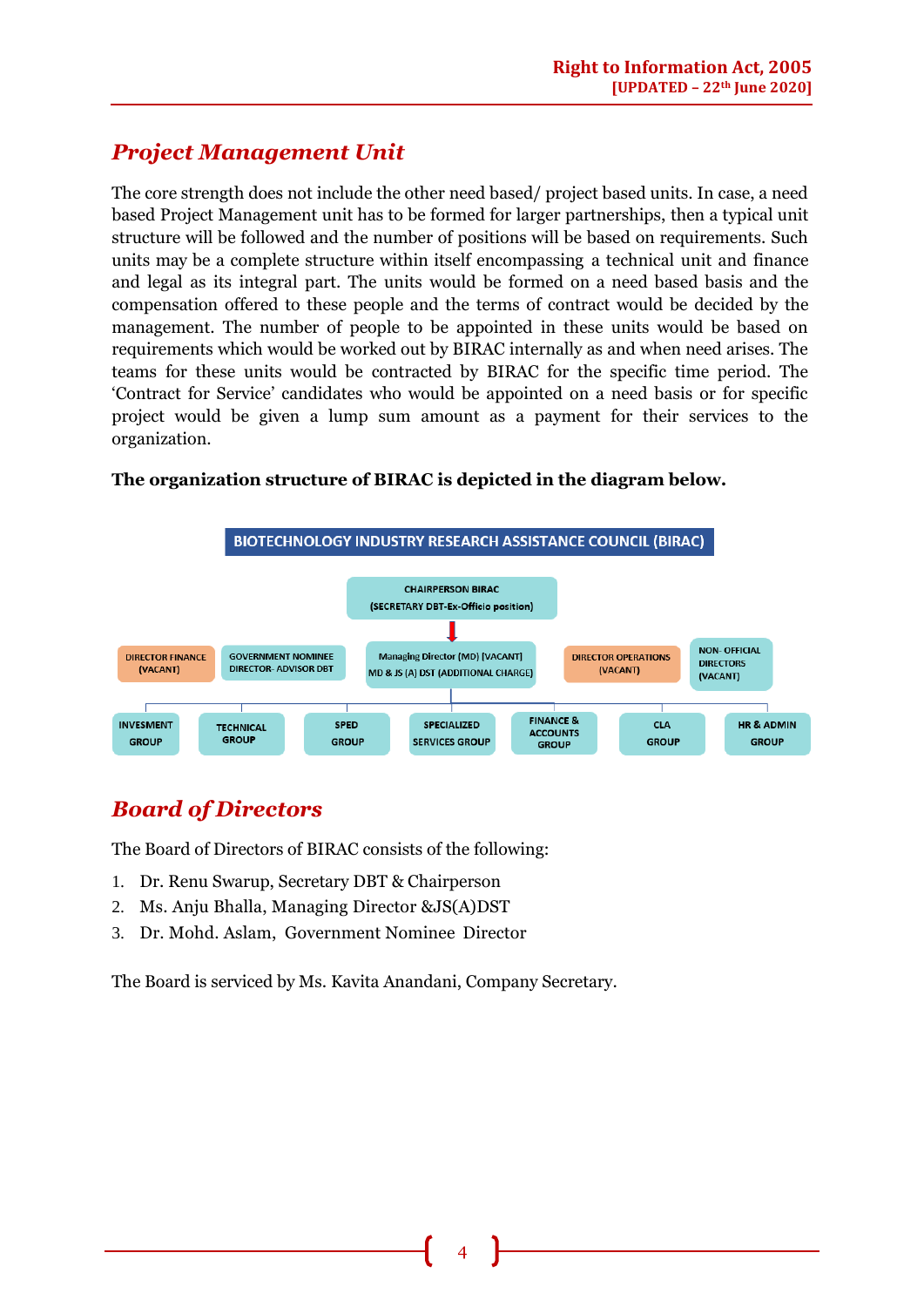## *Project Management Unit*

The core strength does not include the other need based/ project based units. In case, a need based Project Management unit has to be formed for larger partnerships, then a typical unit structure will be followed and the number of positions will be based on requirements. Such units may be a complete structure within itself encompassing a technical unit and finance and legal as its integral part. The units would be formed on a need based basis and the compensation offered to these people and the terms of contract would be decided by the management. The number of people to be appointed in these units would be based on requirements which would be worked out by BIRAC internally as and when need arises. The teams for these units would be contracted by BIRAC for the specific time period. The 'Contract for Service' candidates who would be appointed on a need basis or for specific project would be given a lump sum amount as a payment for their services to the organization.

**The organization structure of BIRAC is depicted in the diagram below.**

BIOTECHNOLOGY INDUSTRY RESEARCH ASSISTANCE COUNCIL (BIRAC)

CHAIRPERSON BIRAC (SECRETARY DBT-Ex-Officio position)

DIRECTOR FINANCE (VACANT) | GOVERNMENT NOMINEE DIRECTOR- ADVISOR DBT | Managing Director (MD) [VACANT] MD & JS (A) DST (ADDITIONAL CHARGE) | DIRECTOR OPERATIONS (VACANT) | NON- OFFICIAL DIRECTORS (VACANT)

INVESMENT GROUP | TECHNICAL GROUP | SPED GROUP | SPECIALIZED SERVICES GROUP | FINANCE & ACCOUNTS GROUP | CLA GROUP | HR & ADMIN GROUP

## *Board of Directors*

The Board of Directors of BIRAC consists of the following:

1. Dr. Renu Swarup, Secretary DBT & Chairperson
2. Ms. Anju Bhalla, Managing Director &JS(A)DST
3. Dr. Mohd. Aslam, Government Nominee Director

The Board is serviced by Ms. Kavita Anandani, Company Secretary.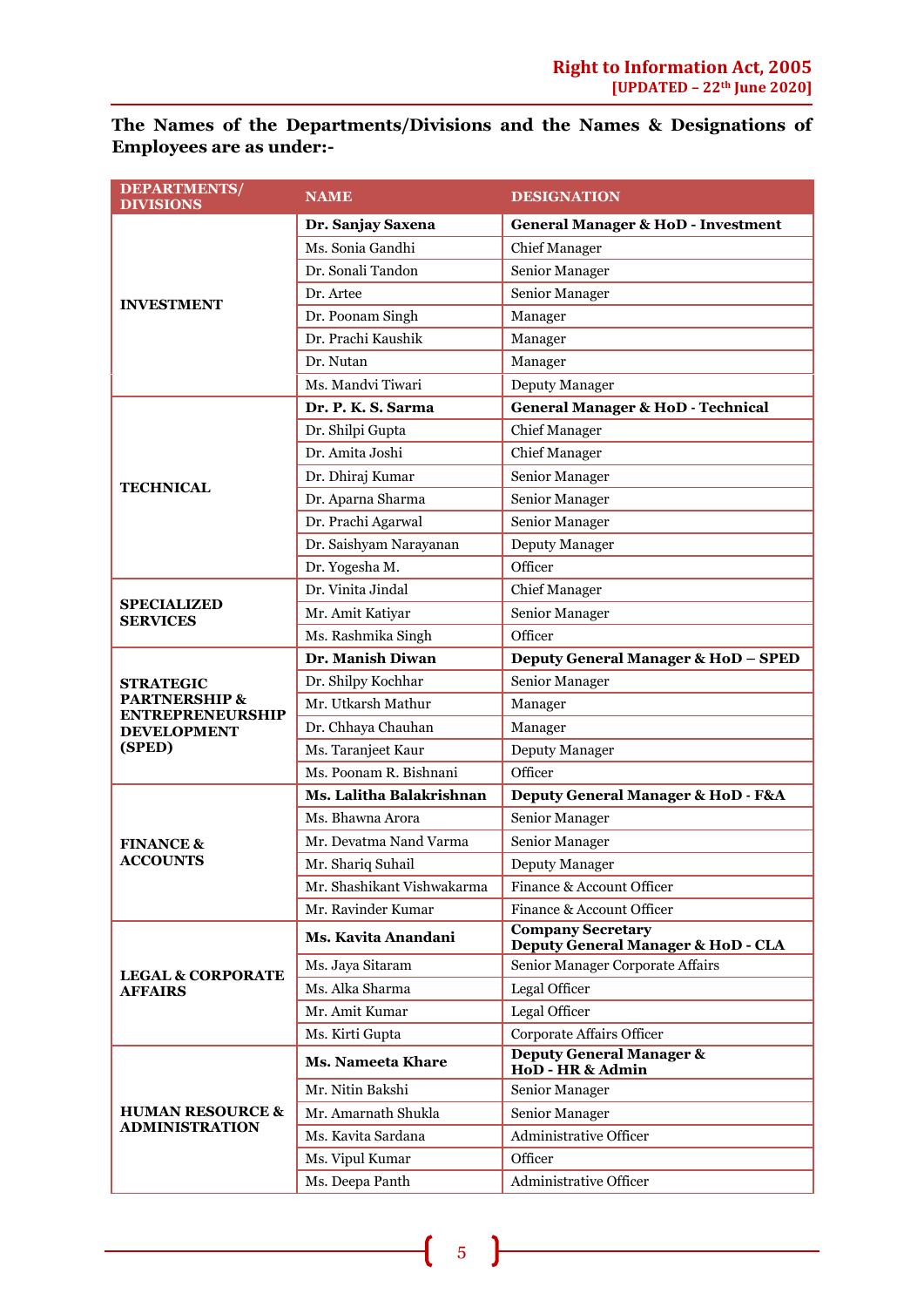**The Names of the Departments/Divisions and the Names & Designations of Employees are as under:-**

| DEPARTMENTS/ DIVISIONS | NAME | DESIGNATION |
|---|---|---|
| INVESTMENT | **Dr. Sanjay Saxena** | **General Manager & HoD - Investment** |
| | Ms. Sonia Gandhi | Chief Manager |
| | Dr. Sonali Tandon | Senior Manager |
| | Dr. Artee | Senior Manager |
| | Dr. Poonam Singh | Manager |
| | Dr. Prachi Kaushik | Manager |
| | Dr. Nutan | Manager |
| | Ms. Mandvi Tiwari | Deputy Manager |
| TECHNICAL | **Dr. P. K. S. Sarma** | **General Manager & HoD - Technical** |
| | Dr. Shilpi Gupta | Chief Manager |
| | Dr. Amita Joshi | Chief Manager |
| | Dr. Dhiraj Kumar | Senior Manager |
| | Dr. Aparna Sharma | Senior Manager |
| | Dr. Prachi Agarwal | Senior Manager |
| | Dr. Saishyam Narayanan | Deputy Manager |
| | Dr. Yogesha M. | Officer |
| SPECIALIZED SERVICES | Dr. Vinita Jindal | Chief Manager |
| | Mr. Amit Katiyar | Senior Manager |
| | Ms. Rashmika Singh | Officer |
| STRATEGIC PARTNERSHIP & ENTREPRENEURSHIP DEVELOPMENT (SPED) | **Dr. Manish Diwan** | **Deputy General Manager & HoD – SPED** |
| | Dr. Shilpy Kochhar | Senior Manager |
| | Mr. Utkarsh Mathur | Manager |
| | Dr. Chhaya Chauhan | Manager |
| | Ms. Taranjeet Kaur | Deputy Manager |
| | Ms. Poonam R. Bishnani | Officer |
| FINANCE & ACCOUNTS | **Ms. Lalitha Balakrishnan** | **Deputy General Manager & HoD - F&A** |
| | Ms. Bhawna Arora | Senior Manager |
| | Mr. Devatma Nand Varma | Senior Manager |
| | Mr. Shariq Suhail | Deputy Manager |
| | Mr. Shashikant Vishwakarma | Finance & Account Officer |
| | Mr. Ravinder Kumar | Finance & Account Officer |
| LEGAL & CORPORATE AFFAIRS | **Ms. Kavita Anandani** | **Company Secretary Deputy General Manager & HoD - CLA** |
| | Ms. Jaya Sitaram | Senior Manager Corporate Affairs |
| | Ms. Alka Sharma | Legal Officer |
| | Mr. Amit Kumar | Legal Officer |
| | Ms. Kirti Gupta | Corporate Affairs Officer |
| HUMAN RESOURCE & ADMINISTRATION | **Ms. Nameeta Khare** | **Deputy General Manager & HoD - HR & Admin** |
| | Mr. Nitin Bakshi | Senior Manager |
| | Mr. Amarnath Shukla | Senior Manager |
| | Ms. Kavita Sardana | Administrative Officer |
| | Ms. Vipul Kumar | Officer |
| | Ms. Deepa Panth | Administrative Officer |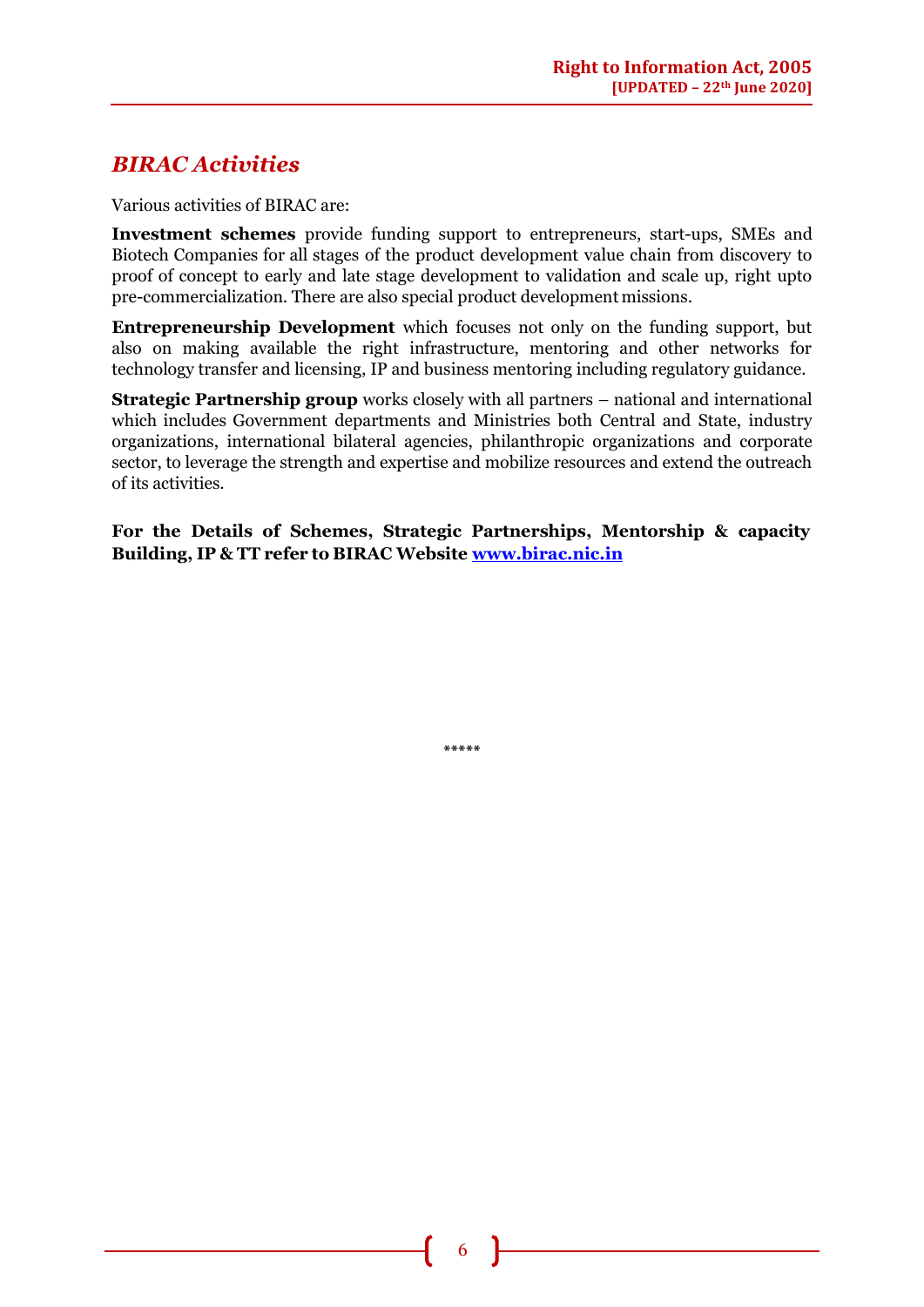## *BIRAC Activities*

Various activities of BIRAC are:

**Investment schemes** provide funding support to entrepreneurs, start-ups, SMEs and Biotech Companies for all stages of the product development value chain from discovery to proof of concept to early and late stage development to validation and scale up, right upto pre-commercialization. There are also special product development missions.

**Entrepreneurship Development** which focuses not only on the funding support, but also on making available the right infrastructure, mentoring and other networks for technology transfer and licensing, IP and business mentoring including regulatory guidance.

**Strategic Partnership group** works closely with all partners – national and international which includes Government departments and Ministries both Central and State, industry organizations, international bilateral agencies, philanthropic organizations and corporate sector, to leverage the strength and expertise and mobilize resources and extend the outreach of its activities.

**For the Details of Schemes, Strategic Partnerships, Mentorship & capacity Building, IP & TT refer to BIRAC Website [www.birac.nic.in](http://www.birac.nic.in)**

*****